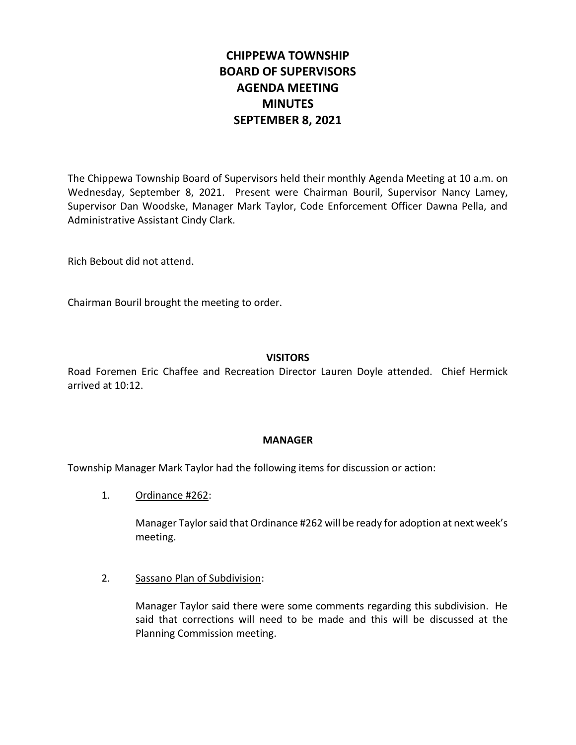# CHIPPEWA TOWNSHIP
# BOARD OF SUPERVISORS
# AGENDA MEETING
# MINUTES
# SEPTEMBER 8, 2021

The Chippewa Township Board of Supervisors held their monthly Agenda Meeting at 10 a.m. on Wednesday, September 8, 2021. Present were Chairman Bouril, Supervisor Nancy Lamey, Supervisor Dan Woodske, Manager Mark Taylor, Code Enforcement Officer Dawna Pella, and Administrative Assistant Cindy Clark.

Rich Bebout did not attend.

Chairman Bouril brought the meeting to order.

**VISITORS**

Road Foremen Eric Chaffee and Recreation Director Lauren Doyle attended. Chief Hermick arrived at 10:12.

**MANAGER**

Township Manager Mark Taylor had the following items for discussion or action:

1. Ordinance #262:

   Manager Taylor said that Ordinance #262 will be ready for adoption at next week's meeting.

2. Sassano Plan of Subdivision:

   Manager Taylor said there were some comments regarding this subdivision. He said that corrections will need to be made and this will be discussed at the Planning Commission meeting.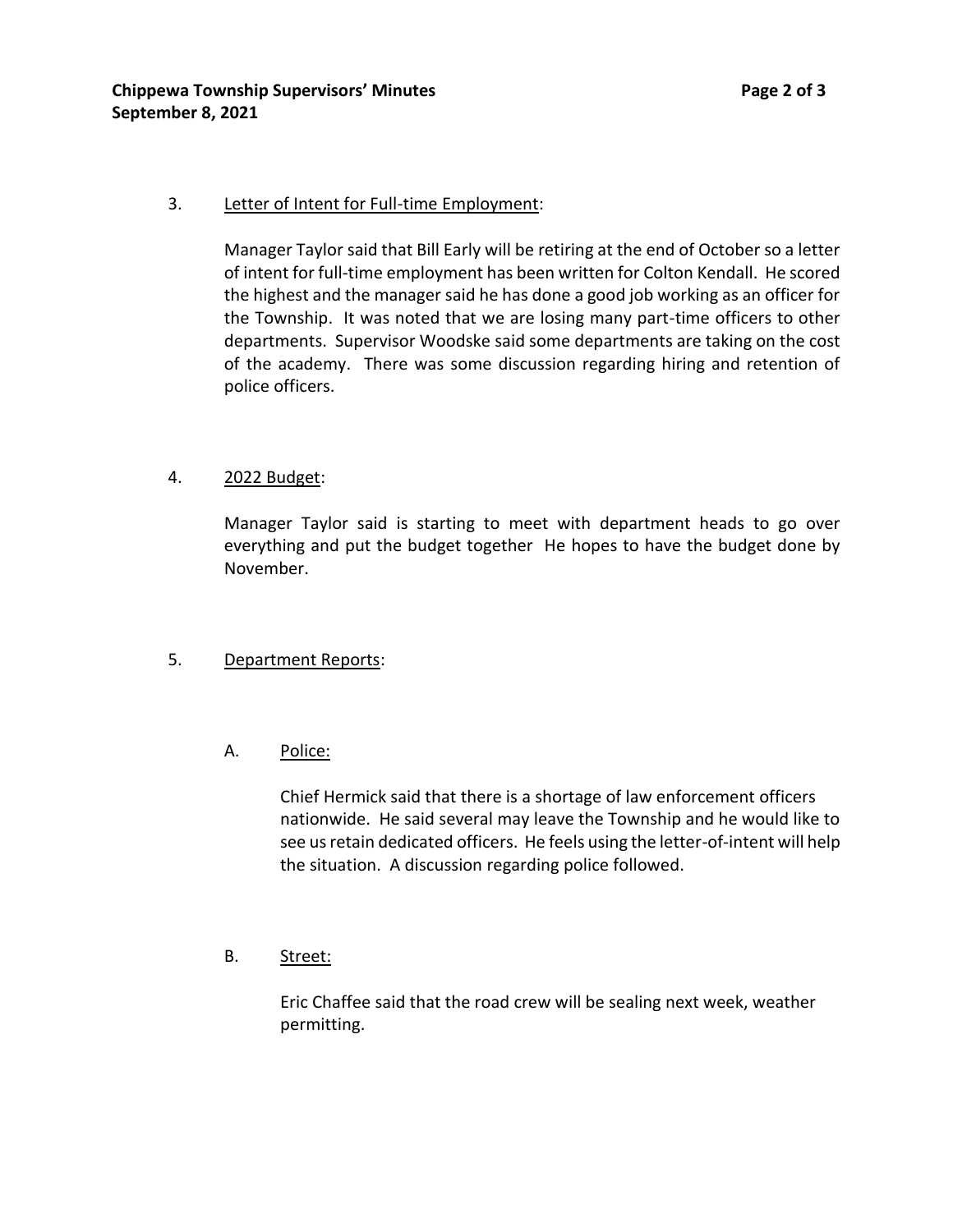3. <u>Letter of Intent for Full-time Employment</u>:

   Manager Taylor said that Bill Early will be retiring at the end of October so a letter of intent for full-time employment has been written for Colton Kendall. He scored the highest and the manager said he has done a good job working as an officer for the Township. It was noted that we are losing many part-time officers to other departments. Supervisor Woodske said some departments are taking on the cost of the academy. There was some discussion regarding hiring and retention of police officers.

4. <u>2022 Budget</u>:

   Manager Taylor said is starting to meet with department heads to go over everything and put the budget together He hopes to have the budget done by November.

5. <u>Department Reports</u>:

   A. <u>Police:</u>

      Chief Hermick said that there is a shortage of law enforcement officers nationwide. He said several may leave the Township and he would like to see us retain dedicated officers. He feels using the letter-of-intent will help the situation. A discussion regarding police followed.

   B. <u>Street:</u>

      Eric Chaffee said that the road crew will be sealing next week, weather permitting.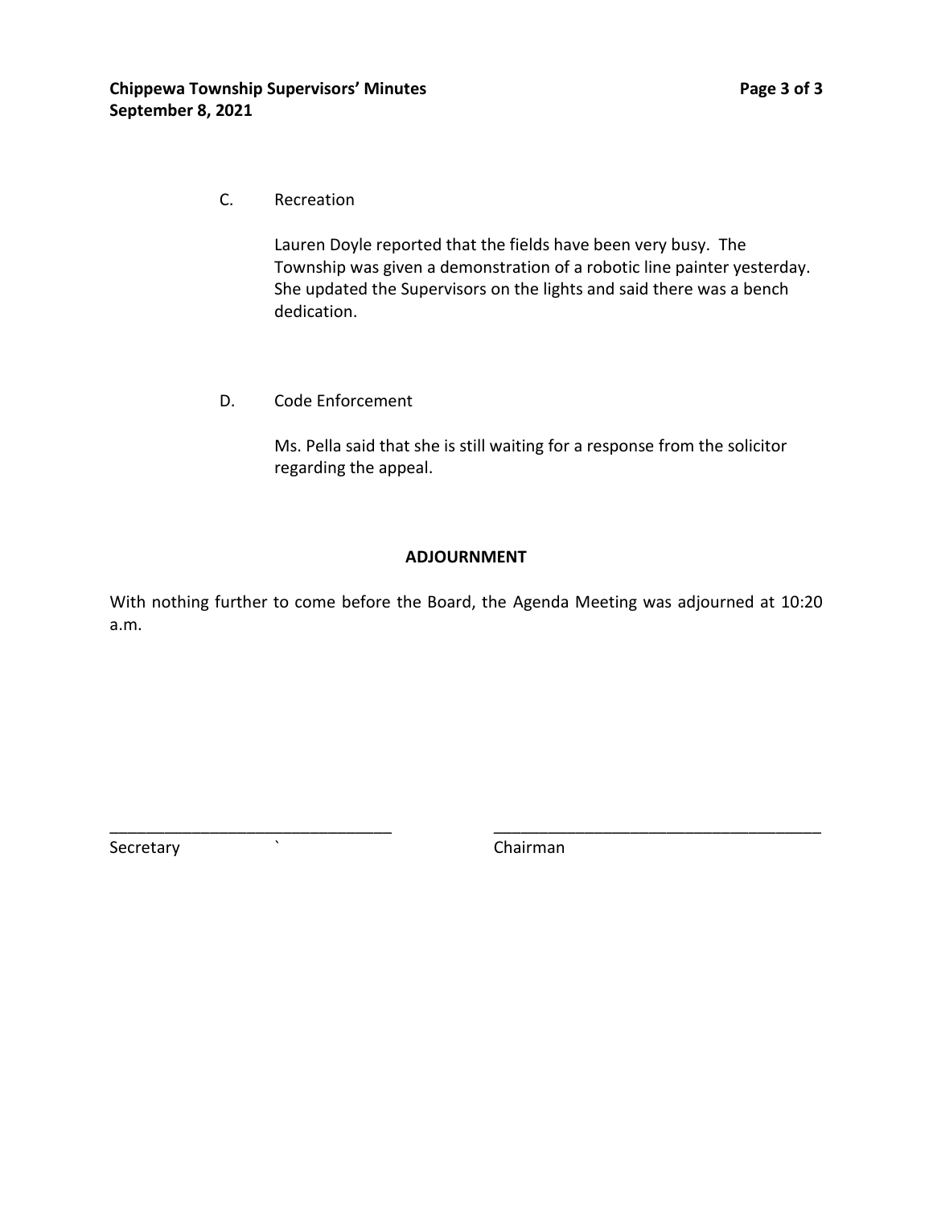C. Recreation

Lauren Doyle reported that the fields have been very busy. The Township was given a demonstration of a robotic line painter yesterday. She updated the Supervisors on the lights and said there was a bench dedication.

D. Code Enforcement

Ms. Pella said that she is still waiting for a response from the solicitor regarding the appeal.

## ADJOURNMENT

With nothing further to come before the Board, the Agenda Meeting was adjourned at 10:20 a.m.

_______________________________ _____________________________________

Secretary ` Chairman